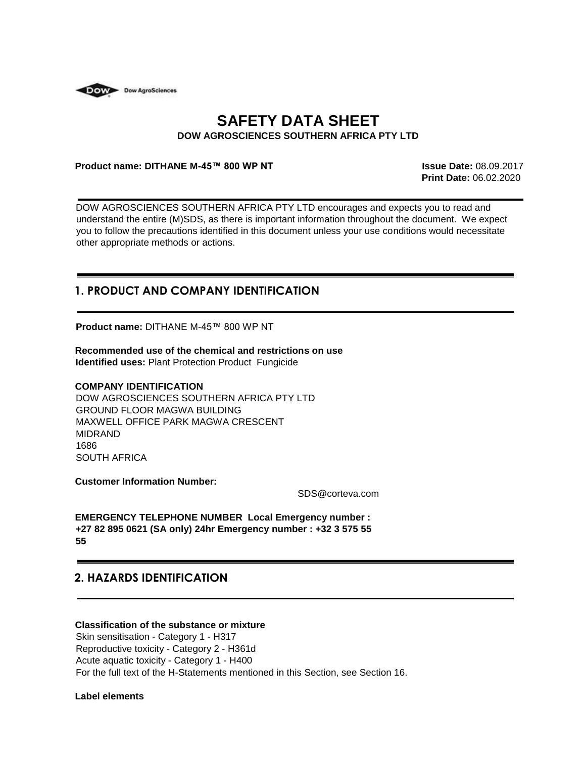Dow AgroSciences

# SAFETY DATA SHEET

**DOW AGROSCIENCES SOUTHERN AFRICA PTY LTD**

**Product name: DITHANE M-45™ 800 WP NT**

**Issue Date:** 08.09.2017
**Print Date:** 06.02.2020

DOW AGROSCIENCES SOUTHERN AFRICA PTY LTD encourages and expects you to read and understand the entire (M)SDS, as there is important information throughout the document. We expect you to follow the precautions identified in this document unless your use conditions would necessitate other appropriate methods or actions.

## 1. PRODUCT AND COMPANY IDENTIFICATION

**Product name:** DITHANE M-45™ 800 WP NT

**Recommended use of the chemical and restrictions on use**
**Identified uses:** Plant Protection Product Fungicide

**COMPANY IDENTIFICATION**
DOW AGROSCIENCES SOUTHERN AFRICA PTY LTD
GROUND FLOOR MAGWA BUILDING
MAXWELL OFFICE PARK MAGWA CRESCENT
MIDRAND
1686
SOUTH AFRICA

**Customer Information Number:**

SDS@corteva.com

**EMERGENCY TELEPHONE NUMBER Local Emergency number : +27 82 895 0621 (SA only) 24hr Emergency number : +32 3 575 55 55**

## 2. HAZARDS IDENTIFICATION

**Classification of the substance or mixture**
Skin sensitisation - Category 1 - H317
Reproductive toxicity - Category 2 - H361d
Acute aquatic toxicity - Category 1 - H400
For the full text of the H-Statements mentioned in this Section, see Section 16.

**Label elements**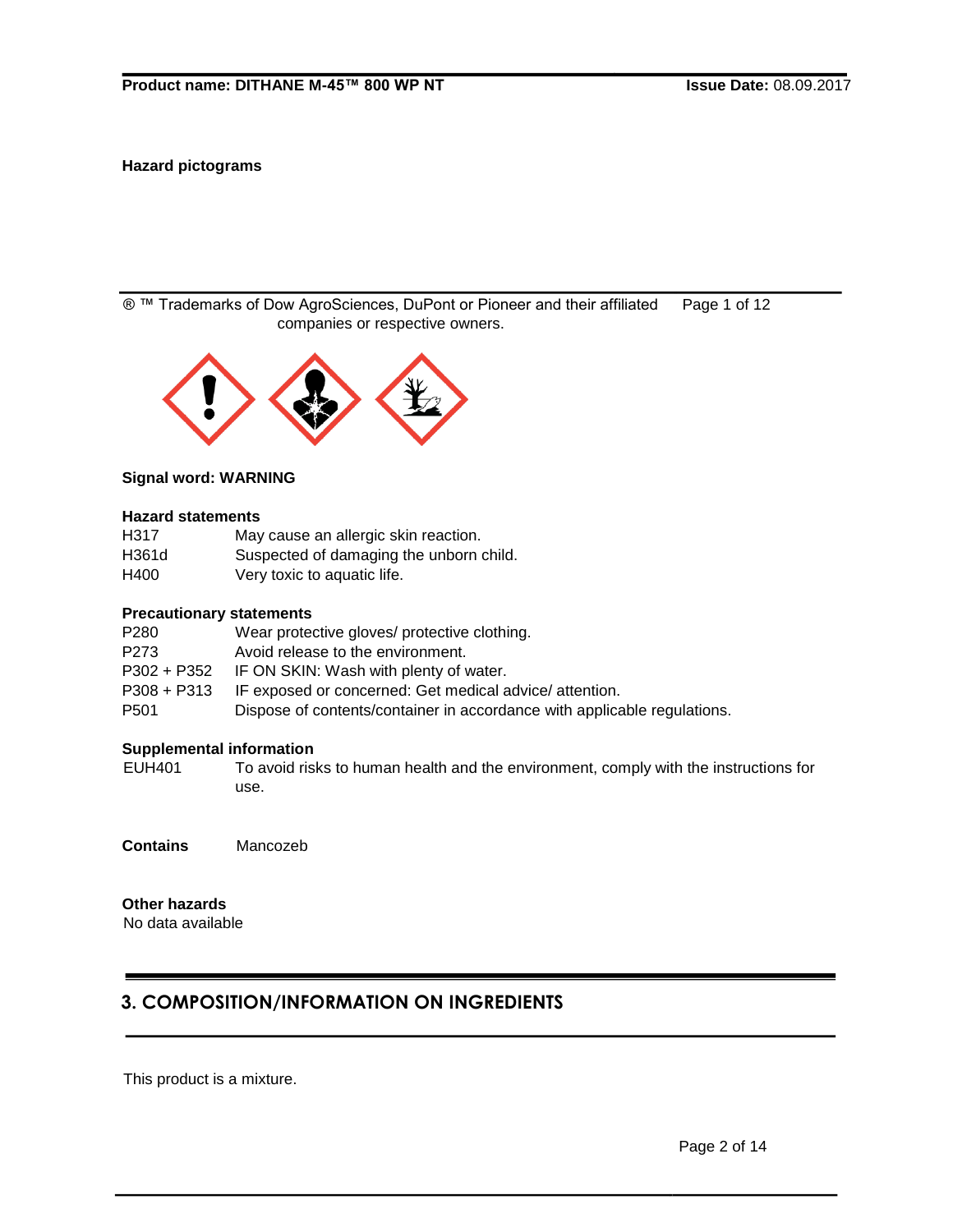**Hazard pictograms**

**Signal word: WARNING**

**Hazard statements**

| | |
|---|---|
| H317 | May cause an allergic skin reaction. |
| H361d | Suspected of damaging the unborn child. |
| H400 | Very toxic to aquatic life. |

**Precautionary statements**

| | |
|---|---|
| P280 | Wear protective gloves/ protective clothing. |
| P273 | Avoid release to the environment. |
| P302 + P352 | IF ON SKIN: Wash with plenty of water. |
| P308 + P313 | IF exposed or concerned: Get medical advice/ attention. |
| P501 | Dispose of contents/container in accordance with applicable regulations. |

**Supplemental information**

| | |
|---|---|
| EUH401 | To avoid risks to human health and the environment, comply with the instructions for use. |

**Contains** Mancozeb

**Other hazards**
No data available

## 3. COMPOSITION/INFORMATION ON INGREDIENTS

This product is a mixture.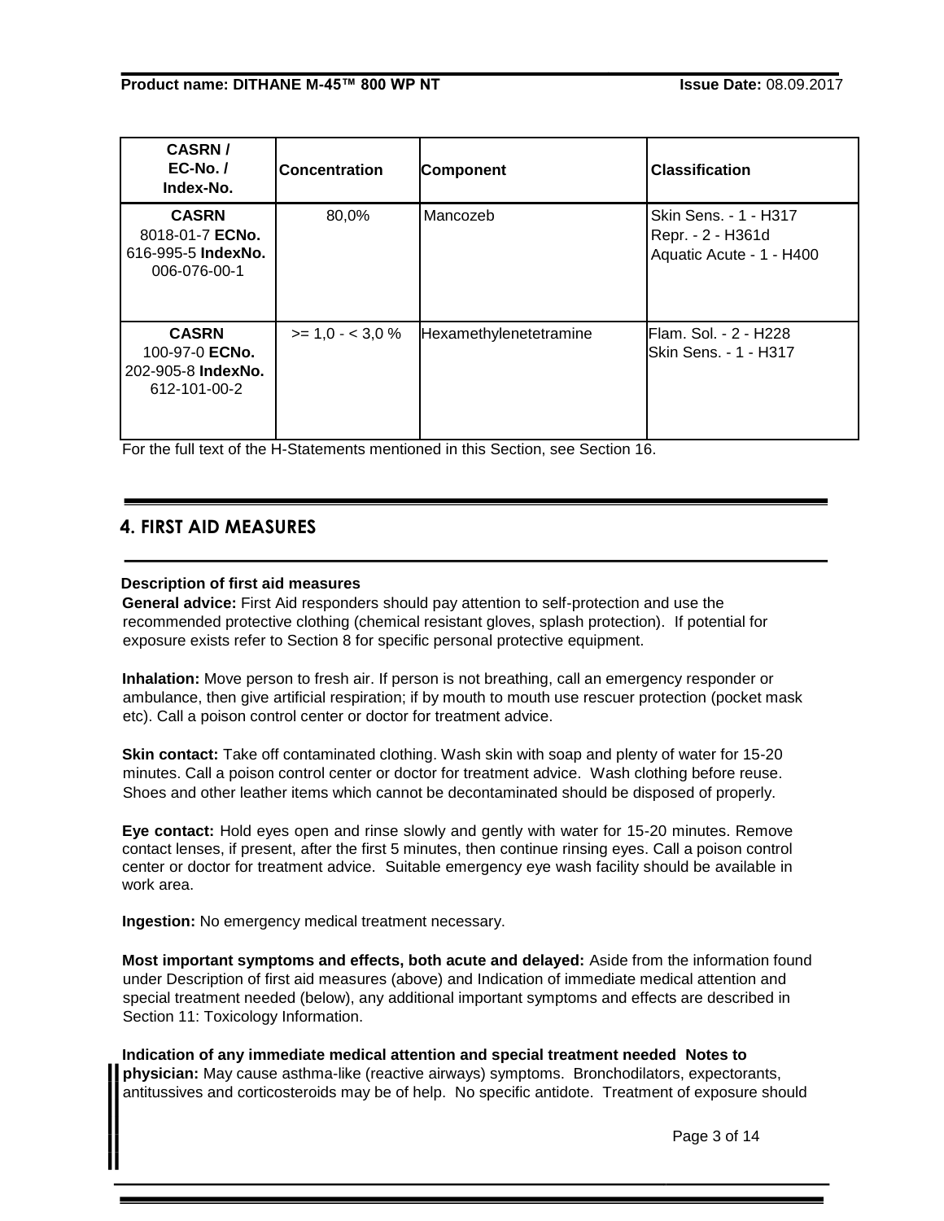| CASRN / EC-No. / Index-No. | Concentration | Component | Classification |
|---|---|---|---|
| **CASRN** 8018-01-7 **ECNo.** 616-995-5 **IndexNo.** 006-076-00-1 | 80,0% | Mancozeb | Skin Sens. - 1 - H317<br>Repr. - 2 - H361d<br>Aquatic Acute - 1 - H400 |
| **CASRN** 100-97-0 **ECNo.** 202-905-8 **IndexNo.** 612-101-00-2 | >= 1,0 - < 3,0 % | Hexamethylenetetramine | Flam. Sol. - 2 - H228<br>Skin Sens. - 1 - H317 |

For the full text of the H-Statements mentioned in this Section, see Section 16.

## 4. FIRST AID MEASURES

**Description of first aid measures**

**General advice:** First Aid responders should pay attention to self-protection and use the recommended protective clothing (chemical resistant gloves, splash protection). If potential for exposure exists refer to Section 8 for specific personal protective equipment.

**Inhalation:** Move person to fresh air. If person is not breathing, call an emergency responder or ambulance, then give artificial respiration; if by mouth to mouth use rescuer protection (pocket mask etc). Call a poison control center or doctor for treatment advice.

**Skin contact:** Take off contaminated clothing. Wash skin with soap and plenty of water for 15-20 minutes. Call a poison control center or doctor for treatment advice. Wash clothing before reuse. Shoes and other leather items which cannot be decontaminated should be disposed of properly.

**Eye contact:** Hold eyes open and rinse slowly and gently with water for 15-20 minutes. Remove contact lenses, if present, after the first 5 minutes, then continue rinsing eyes. Call a poison control center or doctor for treatment advice. Suitable emergency eye wash facility should be available in work area.

**Ingestion:** No emergency medical treatment necessary.

**Most important symptoms and effects, both acute and delayed:** Aside from the information found under Description of first aid measures (above) and Indication of immediate medical attention and special treatment needed (below), any additional important symptoms and effects are described in Section 11: Toxicology Information.

**Indication of any immediate medical attention and special treatment needed Notes to physician:** May cause asthma-like (reactive airways) symptoms. Bronchodilators, expectorants, antitussives and corticosteroids may be of help. No specific antidote. Treatment of exposure should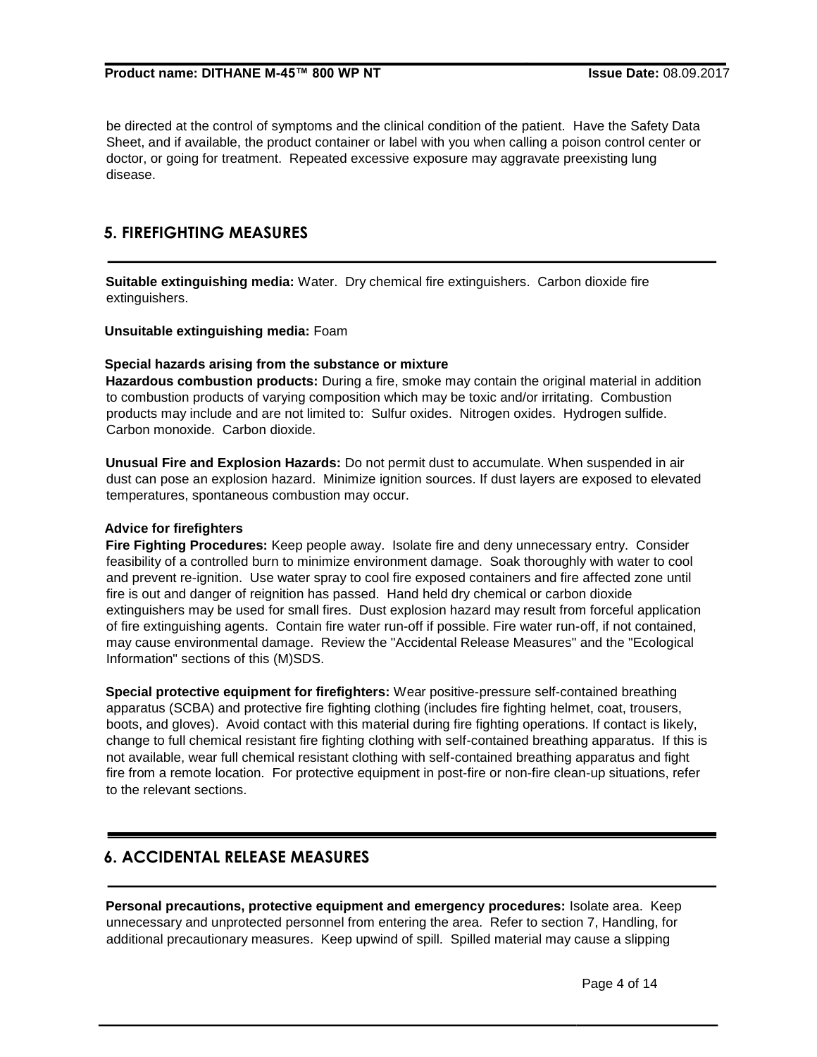be directed at the control of symptoms and the clinical condition of the patient. Have the Safety Data Sheet, and if available, the product container or label with you when calling a poison control center or doctor, or going for treatment. Repeated excessive exposure may aggravate preexisting lung disease.

## 5. FIREFIGHTING MEASURES

**Suitable extinguishing media:** Water. Dry chemical fire extinguishers. Carbon dioxide fire extinguishers.

**Unsuitable extinguishing media:** Foam

**Special hazards arising from the substance or mixture**

**Hazardous combustion products:** During a fire, smoke may contain the original material in addition to combustion products of varying composition which may be toxic and/or irritating. Combustion products may include and are not limited to: Sulfur oxides. Nitrogen oxides. Hydrogen sulfide. Carbon monoxide. Carbon dioxide.

**Unusual Fire and Explosion Hazards:** Do not permit dust to accumulate. When suspended in air dust can pose an explosion hazard. Minimize ignition sources. If dust layers are exposed to elevated temperatures, spontaneous combustion may occur.

**Advice for firefighters**

**Fire Fighting Procedures:** Keep people away. Isolate fire and deny unnecessary entry. Consider feasibility of a controlled burn to minimize environment damage. Soak thoroughly with water to cool and prevent re-ignition. Use water spray to cool fire exposed containers and fire affected zone until fire is out and danger of reignition has passed. Hand held dry chemical or carbon dioxide extinguishers may be used for small fires. Dust explosion hazard may result from forceful application of fire extinguishing agents. Contain fire water run-off if possible. Fire water run-off, if not contained, may cause environmental damage. Review the "Accidental Release Measures" and the "Ecological Information" sections of this (M)SDS.

**Special protective equipment for firefighters:** Wear positive-pressure self-contained breathing apparatus (SCBA) and protective fire fighting clothing (includes fire fighting helmet, coat, trousers, boots, and gloves). Avoid contact with this material during fire fighting operations. If contact is likely, change to full chemical resistant fire fighting clothing with self-contained breathing apparatus. If this is not available, wear full chemical resistant clothing with self-contained breathing apparatus and fight fire from a remote location. For protective equipment in post-fire or non-fire clean-up situations, refer to the relevant sections.

## 6. ACCIDENTAL RELEASE MEASURES

**Personal precautions, protective equipment and emergency procedures:** Isolate area. Keep unnecessary and unprotected personnel from entering the area. Refer to section 7, Handling, for additional precautionary measures. Keep upwind of spill. Spilled material may cause a slipping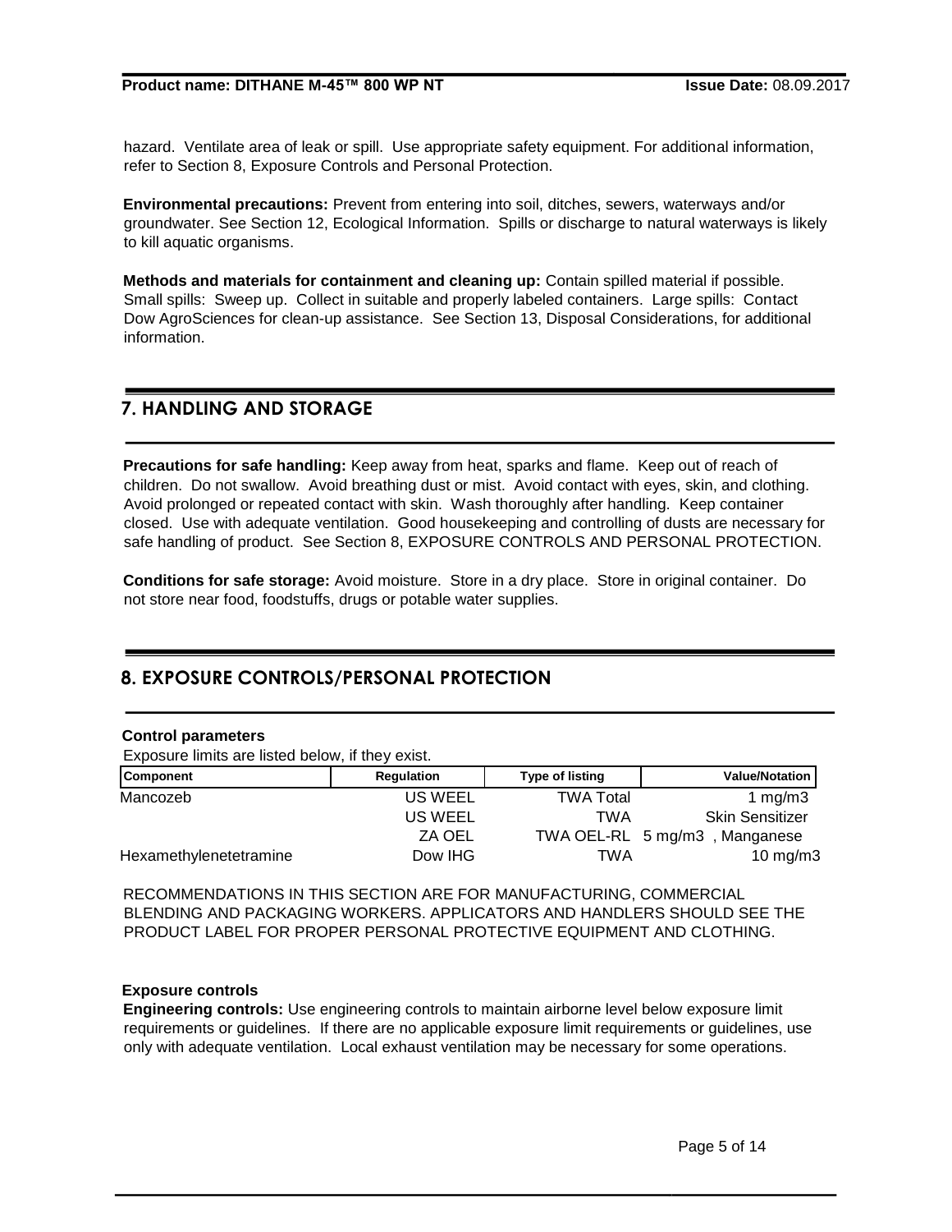hazard. Ventilate area of leak or spill. Use appropriate safety equipment. For additional information, refer to Section 8, Exposure Controls and Personal Protection.

**Environmental precautions:** Prevent from entering into soil, ditches, sewers, waterways and/or groundwater. See Section 12, Ecological Information. Spills or discharge to natural waterways is likely to kill aquatic organisms.

**Methods and materials for containment and cleaning up:** Contain spilled material if possible. Small spills: Sweep up. Collect in suitable and properly labeled containers. Large spills: Contact Dow AgroSciences for clean-up assistance. See Section 13, Disposal Considerations, for additional information.

## 7. HANDLING AND STORAGE

**Precautions for safe handling:** Keep away from heat, sparks and flame. Keep out of reach of children. Do not swallow. Avoid breathing dust or mist. Avoid contact with eyes, skin, and clothing. Avoid prolonged or repeated contact with skin. Wash thoroughly after handling. Keep container closed. Use with adequate ventilation. Good housekeeping and controlling of dusts are necessary for safe handling of product. See Section 8, EXPOSURE CONTROLS AND PERSONAL PROTECTION.

**Conditions for safe storage:** Avoid moisture. Store in a dry place. Store in original container. Do not store near food, foodstuffs, drugs or potable water supplies.

## 8. EXPOSURE CONTROLS/PERSONAL PROTECTION

**Control parameters**

Exposure limits are listed below, if they exist.

| Component | Regulation | Type of listing | Value/Notation |
|---|---|---|---|
| Mancozeb | US WEEL | TWA Total | 1 mg/m3 |
| | US WEEL | TWA | Skin Sensitizer |
| | ZA OEL | TWA OEL-RL | 5 mg/m3 , Manganese |
| Hexamethylenetetramine | Dow IHG | TWA | 10 mg/m3 |

RECOMMENDATIONS IN THIS SECTION ARE FOR MANUFACTURING, COMMERCIAL BLENDING AND PACKAGING WORKERS. APPLICATORS AND HANDLERS SHOULD SEE THE PRODUCT LABEL FOR PROPER PERSONAL PROTECTIVE EQUIPMENT AND CLOTHING.

**Exposure controls**

**Engineering controls:** Use engineering controls to maintain airborne level below exposure limit requirements or guidelines. If there are no applicable exposure limit requirements or guidelines, use only with adequate ventilation. Local exhaust ventilation may be necessary for some operations.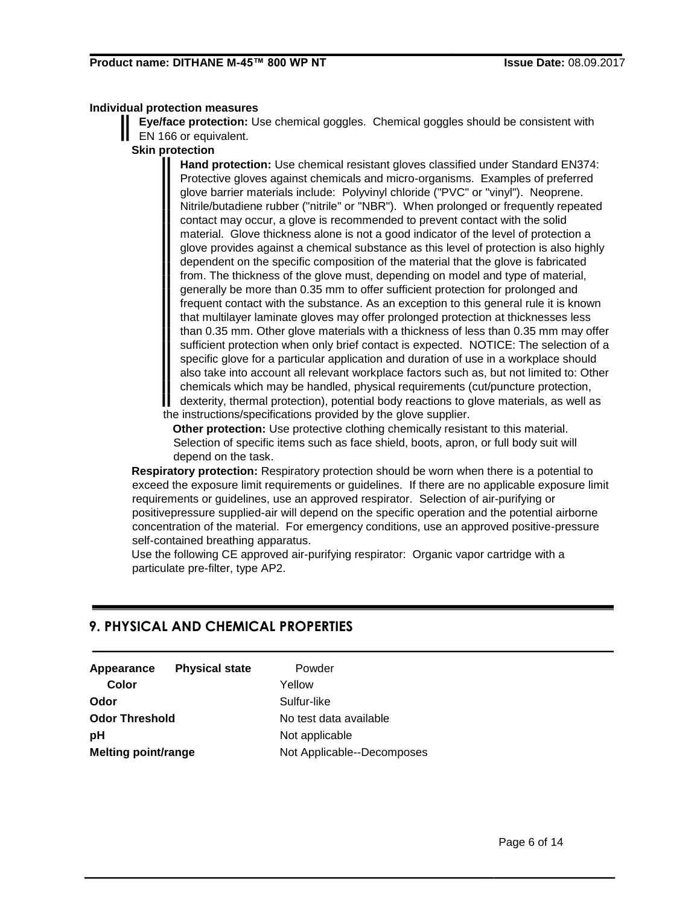**Individual protection measures**

**Eye/face protection:** Use chemical goggles. Chemical goggles should be consistent with EN 166 or equivalent.

**Skin protection**

**Hand protection:** Use chemical resistant gloves classified under Standard EN374: Protective gloves against chemicals and micro-organisms. Examples of preferred glove barrier materials include: Polyvinyl chloride ("PVC" or "vinyl"). Neoprene. Nitrile/butadiene rubber ("nitrile" or "NBR"). When prolonged or frequently repeated contact may occur, a glove is recommended to prevent contact with the solid material. Glove thickness alone is not a good indicator of the level of protection a glove provides against a chemical substance as this level of protection is also highly dependent on the specific composition of the material that the glove is fabricated from. The thickness of the glove must, depending on model and type of material, generally be more than 0.35 mm to offer sufficient protection for prolonged and frequent contact with the substance. As an exception to this general rule it is known that multilayer laminate gloves may offer prolonged protection at thicknesses less than 0.35 mm. Other glove materials with a thickness of less than 0.35 mm may offer sufficient protection when only brief contact is expected. NOTICE: The selection of a specific glove for a particular application and duration of use in a workplace should also take into account all relevant workplace factors such as, but not limited to: Other chemicals which may be handled, physical requirements (cut/puncture protection, dexterity, thermal protection), potential body reactions to glove materials, as well as the instructions/specifications provided by the glove supplier.

**Other protection:** Use protective clothing chemically resistant to this material. Selection of specific items such as face shield, boots, apron, or full body suit will depend on the task.

**Respiratory protection:** Respiratory protection should be worn when there is a potential to exceed the exposure limit requirements or guidelines. If there are no applicable exposure limit requirements or guidelines, use an approved respirator. Selection of air-purifying or positivepressure supplied-air will depend on the specific operation and the potential airborne concentration of the material. For emergency conditions, use an approved positive-pressure self-contained breathing apparatus.

Use the following CE approved air-purifying respirator: Organic vapor cartridge with a particulate pre-filter, type AP2.

## 9. PHYSICAL AND CHEMICAL PROPERTIES

| | |
|---|---|
| **Appearance** **Physical state** | Powder |
| **Color** | Yellow |
| **Odor** | Sulfur-like |
| **Odor Threshold** | No test data available |
| **pH** | Not applicable |
| **Melting point/range** | Not Applicable--Decomposes |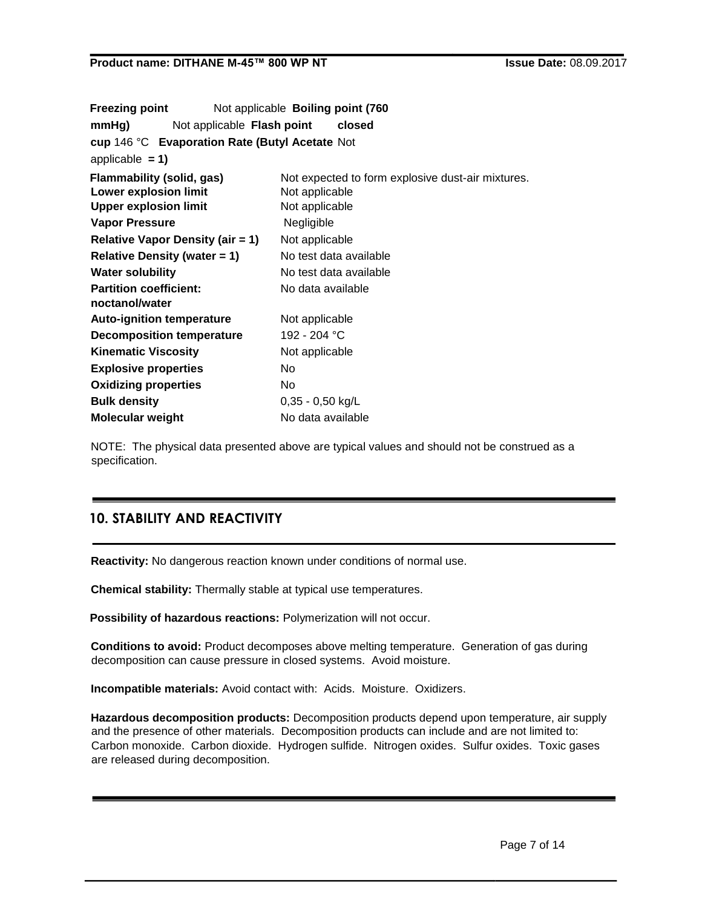| Property | Value |
| --- | --- |
| **Freezing point** | Not applicable |
| **Boiling point (760 mmHg)** | Not applicable |
| **Flash point closed cup** | 146 °C |
| **Evaporation Rate (Butyl Acetate = 1)** | Not applicable |
| **Flammability (solid, gas)** | Not expected to form explosive dust-air mixtures. |
| **Lower explosion limit** | Not applicable |
| **Upper explosion limit** | Not applicable |
| **Vapor Pressure** | Negligible |
| **Relative Vapor Density (air = 1)** | Not applicable |
| **Relative Density (water = 1)** | No test data available |
| **Water solubility** | No test data available |
| **Partition coefficient: noctanol/water** | No data available |
| **Auto-ignition temperature** | Not applicable |
| **Decomposition temperature** | 192 - 204 °C |
| **Kinematic Viscosity** | Not applicable |
| **Explosive properties** | No |
| **Oxidizing properties** | No |
| **Bulk density** | 0,35 - 0,50 kg/L |
| **Molecular weight** | No data available |

NOTE: The physical data presented above are typical values and should not be construed as a specification.

## 10. STABILITY AND REACTIVITY

**Reactivity:** No dangerous reaction known under conditions of normal use.

**Chemical stability:** Thermally stable at typical use temperatures.

**Possibility of hazardous reactions:** Polymerization will not occur.

**Conditions to avoid:** Product decomposes above melting temperature. Generation of gas during decomposition can cause pressure in closed systems. Avoid moisture.

**Incompatible materials:** Avoid contact with: Acids. Moisture. Oxidizers.

**Hazardous decomposition products:** Decomposition products depend upon temperature, air supply and the presence of other materials. Decomposition products can include and are not limited to: Carbon monoxide. Carbon dioxide. Hydrogen sulfide. Nitrogen oxides. Sulfur oxides. Toxic gases are released during decomposition.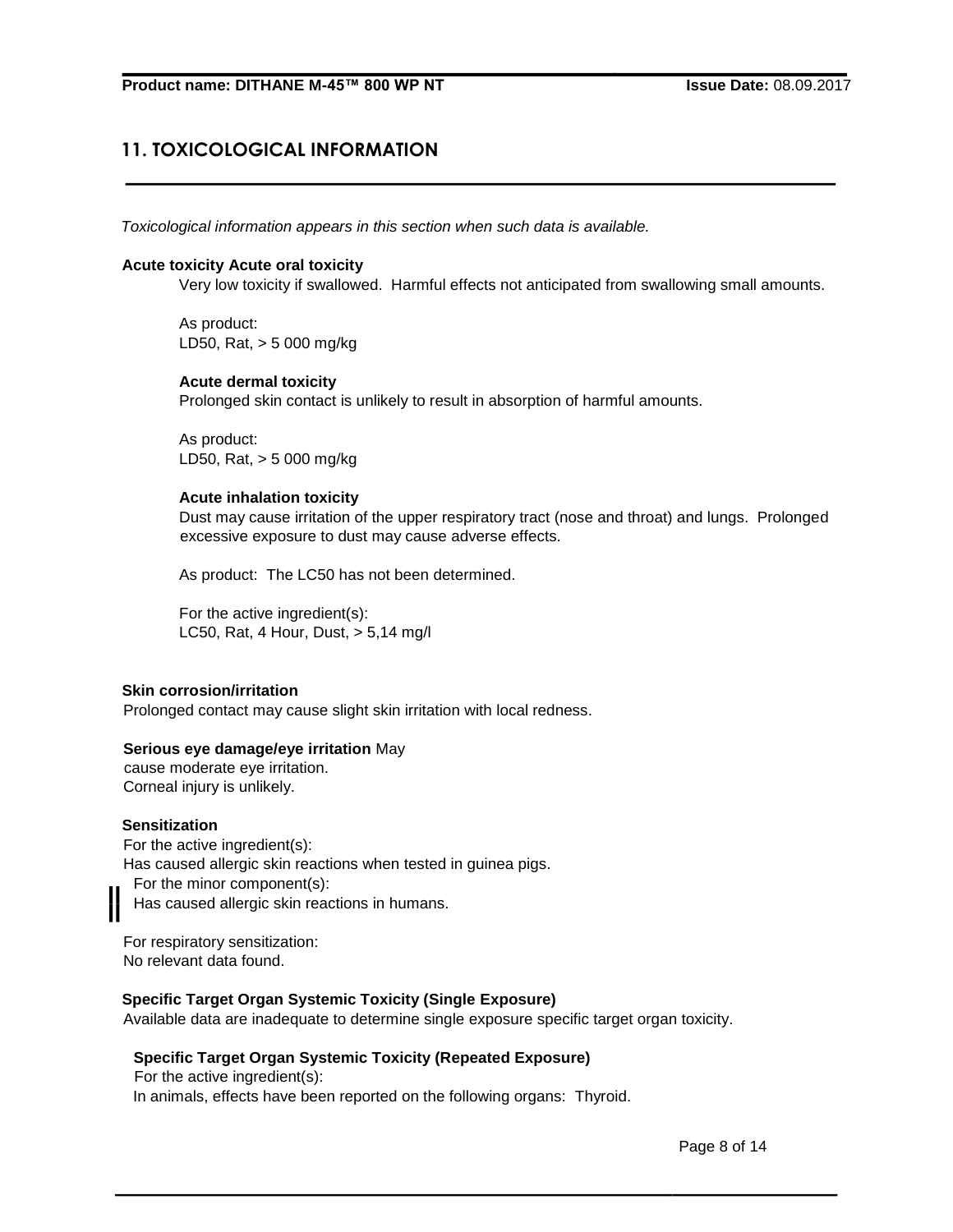## 11. TOXICOLOGICAL INFORMATION

*Toxicological information appears in this section when such data is available.*

**Acute toxicity Acute oral toxicity**

Very low toxicity if swallowed. Harmful effects not anticipated from swallowing small amounts.

As product:
LD50, Rat, > 5 000 mg/kg

**Acute dermal toxicity**

Prolonged skin contact is unlikely to result in absorption of harmful amounts.

As product:
LD50, Rat, > 5 000 mg/kg

**Acute inhalation toxicity**

Dust may cause irritation of the upper respiratory tract (nose and throat) and lungs. Prolonged excessive exposure to dust may cause adverse effects.

As product: The LC50 has not been determined.

For the active ingredient(s):
LC50, Rat, 4 Hour, Dust, > 5,14 mg/l

**Skin corrosion/irritation**

Prolonged contact may cause slight skin irritation with local redness.

**Serious eye damage/eye irritation** May cause moderate eye irritation.
Corneal injury is unlikely.

**Sensitization**

For the active ingredient(s):
Has caused allergic skin reactions when tested in guinea pigs.
For the minor component(s):
Has caused allergic skin reactions in humans.

For respiratory sensitization:
No relevant data found.

**Specific Target Organ Systemic Toxicity (Single Exposure)**

Available data are inadequate to determine single exposure specific target organ toxicity.

**Specific Target Organ Systemic Toxicity (Repeated Exposure)**

For the active ingredient(s):
In animals, effects have been reported on the following organs: Thyroid.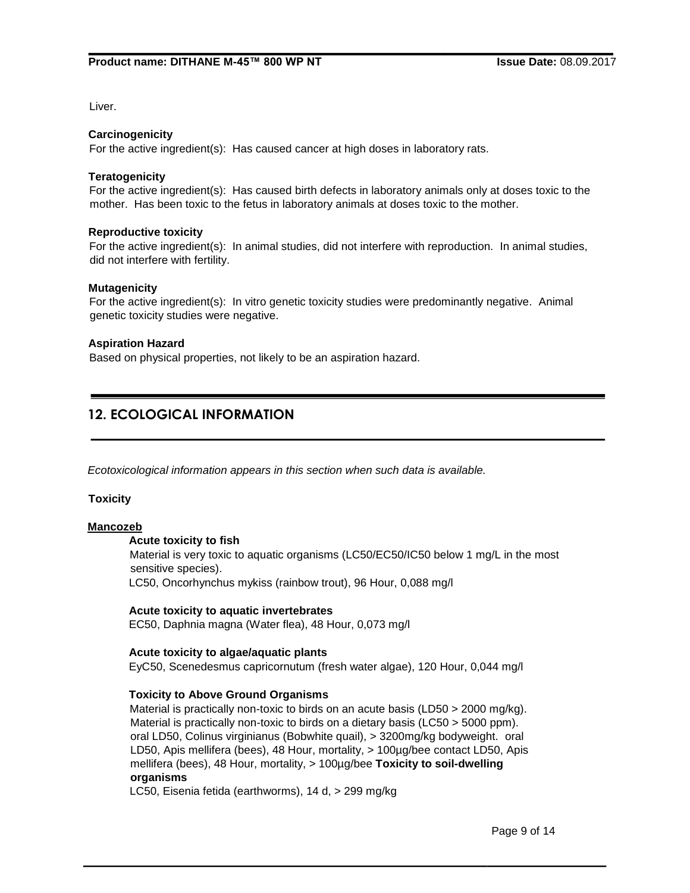Liver.

**Carcinogenicity**

For the active ingredient(s): Has caused cancer at high doses in laboratory rats.

**Teratogenicity**

For the active ingredient(s): Has caused birth defects in laboratory animals only at doses toxic to the mother. Has been toxic to the fetus in laboratory animals at doses toxic to the mother.

**Reproductive toxicity**

For the active ingredient(s): In animal studies, did not interfere with reproduction. In animal studies, did not interfere with fertility.

**Mutagenicity**

For the active ingredient(s): In vitro genetic toxicity studies were predominantly negative. Animal genetic toxicity studies were negative.

**Aspiration Hazard**

Based on physical properties, not likely to be an aspiration hazard.

## 12. ECOLOGICAL INFORMATION

*Ecotoxicological information appears in this section when such data is available.*

**Toxicity**

**Mancozeb**

**Acute toxicity to fish**

Material is very toxic to aquatic organisms (LC50/EC50/IC50 below 1 mg/L in the most sensitive species).

LC50, Oncorhynchus mykiss (rainbow trout), 96 Hour, 0,088 mg/l

**Acute toxicity to aquatic invertebrates**

EC50, Daphnia magna (Water flea), 48 Hour, 0,073 mg/l

**Acute toxicity to algae/aquatic plants**

EyC50, Scenedesmus capricornutum (fresh water algae), 120 Hour, 0,044 mg/l

**Toxicity to Above Ground Organisms**

Material is practically non-toxic to birds on an acute basis (LD50 > 2000 mg/kg).
Material is practically non-toxic to birds on a dietary basis (LC50 > 5000 ppm).
oral LD50, Colinus virginianus (Bobwhite quail), > 3200mg/kg bodyweight. oral LD50, Apis mellifera (bees), 48 Hour, mortality, > 100µg/bee contact LD50, Apis mellifera (bees), 48 Hour, mortality, > 100µg/bee **Toxicity to soil-dwelling organisms**

LC50, Eisenia fetida (earthworms), 14 d, > 299 mg/kg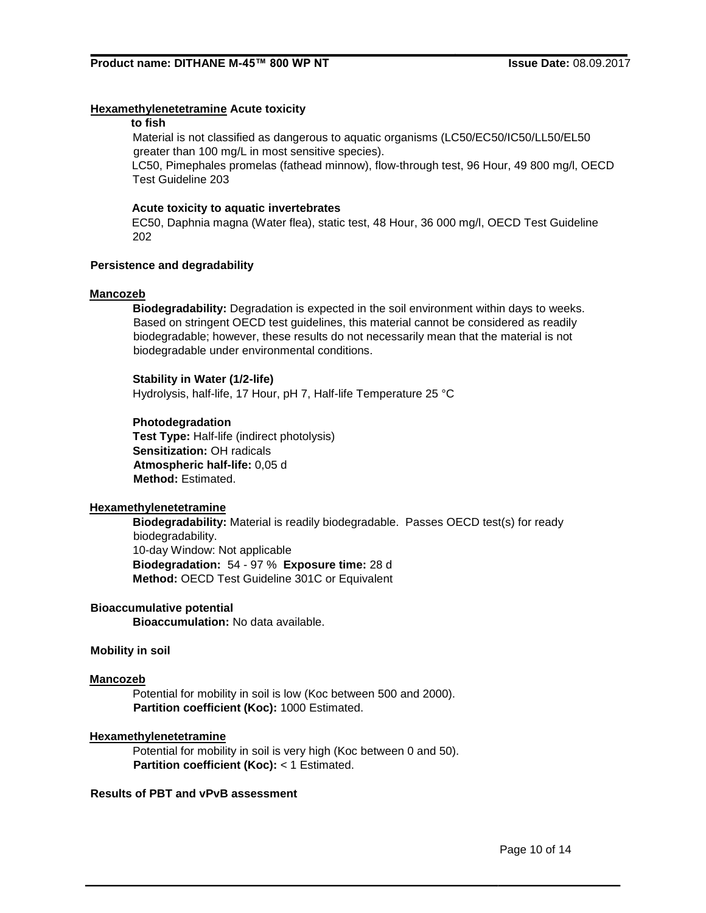**Hexamethylenetetramine Acute toxicity to fish**

Material is not classified as dangerous to aquatic organisms (LC50/EC50/IC50/LL50/EL50 greater than 100 mg/L in most sensitive species).

LC50, Pimephales promelas (fathead minnow), flow-through test, 96 Hour, 49 800 mg/l, OECD Test Guideline 203

**Acute toxicity to aquatic invertebrates**

EC50, Daphnia magna (Water flea), static test, 48 Hour, 36 000 mg/l, OECD Test Guideline 202

**Persistence and degradability**

**Mancozeb**

**Biodegradability:** Degradation is expected in the soil environment within days to weeks. Based on stringent OECD test guidelines, this material cannot be considered as readily biodegradable; however, these results do not necessarily mean that the material is not biodegradable under environmental conditions.

**Stability in Water (1/2-life)**

Hydrolysis, half-life, 17 Hour, pH 7, Half-life Temperature 25 °C

**Photodegradation**

**Test Type:** Half-life (indirect photolysis)
**Sensitization:** OH radicals
**Atmospheric half-life:** 0,05 d
**Method:** Estimated.

**Hexamethylenetetramine**

**Biodegradability:** Material is readily biodegradable. Passes OECD test(s) for ready biodegradability.
10-day Window: Not applicable
**Biodegradation:** 54 - 97 % **Exposure time:** 28 d
**Method:** OECD Test Guideline 301C or Equivalent

**Bioaccumulative potential**

**Bioaccumulation:** No data available.

**Mobility in soil**

**Mancozeb**

Potential for mobility in soil is low (Koc between 500 and 2000).
**Partition coefficient (Koc):** 1000 Estimated.

**Hexamethylenetetramine**

Potential for mobility in soil is very high (Koc between 0 and 50).
**Partition coefficient (Koc):** < 1 Estimated.

**Results of PBT and vPvB assessment**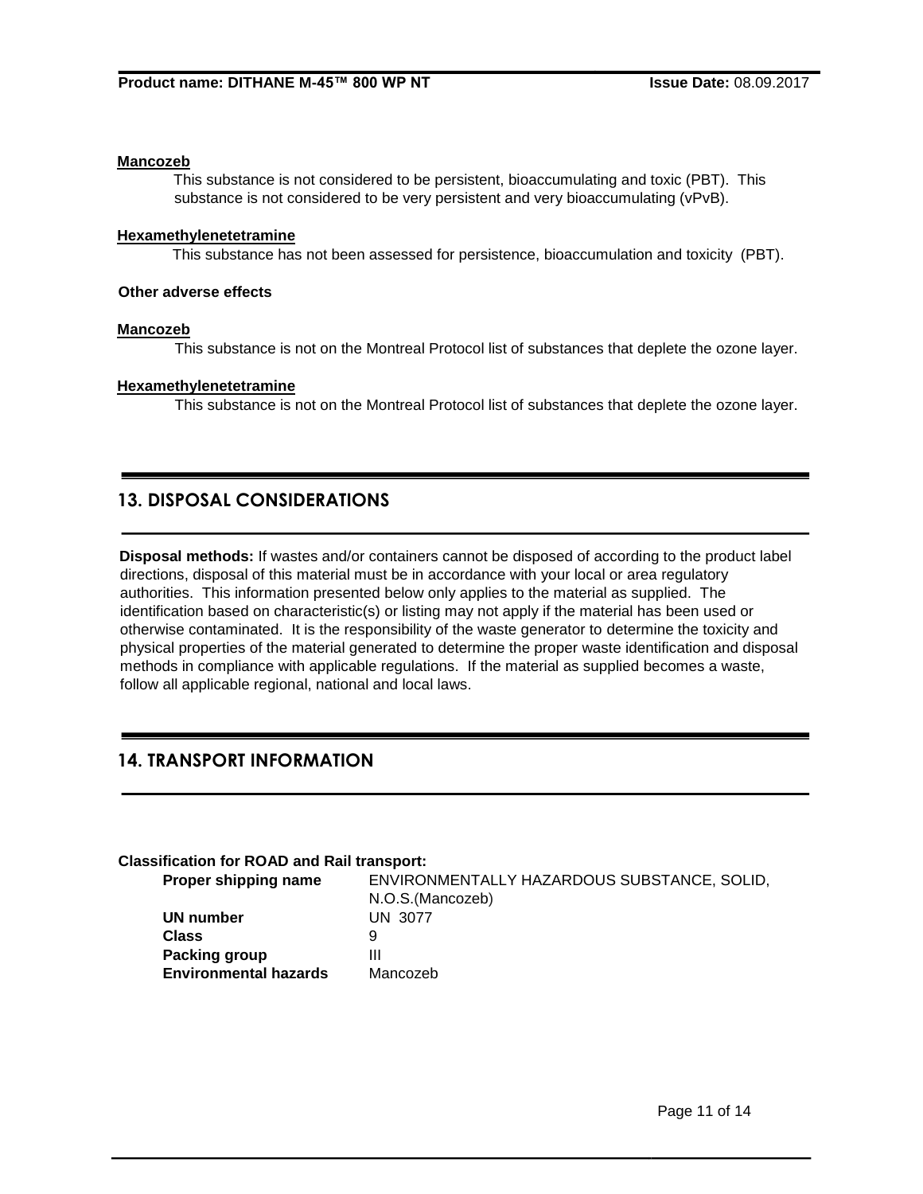**Mancozeb**

This substance is not considered to be persistent, bioaccumulating and toxic (PBT). This substance is not considered to be very persistent and very bioaccumulating (vPvB).

**Hexamethylenetetramine**

This substance has not been assessed for persistence, bioaccumulation and toxicity (PBT).

**Other adverse effects**

**Mancozeb**

This substance is not on the Montreal Protocol list of substances that deplete the ozone layer.

**Hexamethylenetetramine**

This substance is not on the Montreal Protocol list of substances that deplete the ozone layer.

## 13. DISPOSAL CONSIDERATIONS

**Disposal methods:** If wastes and/or containers cannot be disposed of according to the product label directions, disposal of this material must be in accordance with your local or area regulatory authorities. This information presented below only applies to the material as supplied. The identification based on characteristic(s) or listing may not apply if the material has been used or otherwise contaminated. It is the responsibility of the waste generator to determine the toxicity and physical properties of the material generated to determine the proper waste identification and disposal methods in compliance with applicable regulations. If the material as supplied becomes a waste, follow all applicable regional, national and local laws.

## 14. TRANSPORT INFORMATION

**Classification for ROAD and Rail transport:**

| | |
|---|---|
| **Proper shipping name** | ENVIRONMENTALLY HAZARDOUS SUBSTANCE, SOLID, N.O.S.(Mancozeb) |
| **UN number** | UN 3077 |
| **Class** | 9 |
| **Packing group** | III |
| **Environmental hazards** | Mancozeb |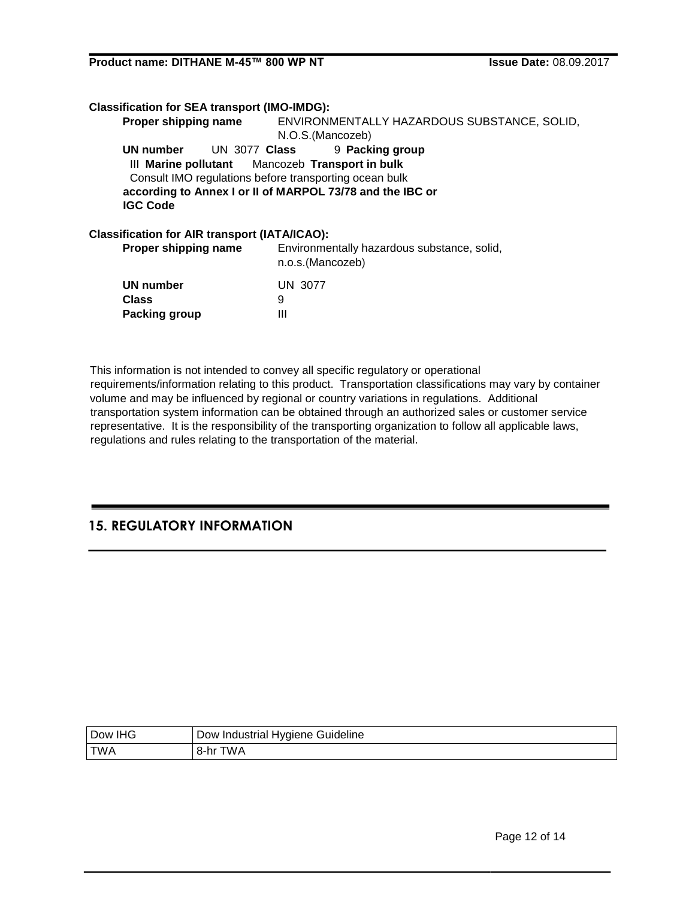**Classification for SEA transport (IMO-IMDG):**

**Proper shipping name** ENVIRONMENTALLY HAZARDOUS SUBSTANCE, SOLID, N.O.S.(Mancozeb)

**UN number** UN 3077 **Class** 9 **Packing group** III **Marine pollutant** Mancozeb **Transport in bulk** Consult IMO regulations before transporting ocean bulk **according to Annex I or II of MARPOL 73/78 and the IBC or IGC Code**

**Classification for AIR transport (IATA/ICAO):**

**Proper shipping name** Environmentally hazardous substance, solid, n.o.s.(Mancozeb)

**UN number** UN 3077

**Class** 9

**Packing group** III

This information is not intended to convey all specific regulatory or operational requirements/information relating to this product. Transportation classifications may vary by container volume and may be influenced by regional or country variations in regulations. Additional transportation system information can be obtained through an authorized sales or customer service representative. It is the responsibility of the transporting organization to follow all applicable laws, regulations and rules relating to the transportation of the material.

## 15. REGULATORY INFORMATION

| Dow IHG | Dow Industrial Hygiene Guideline |
|---|---|
| TWA | 8-hr TWA |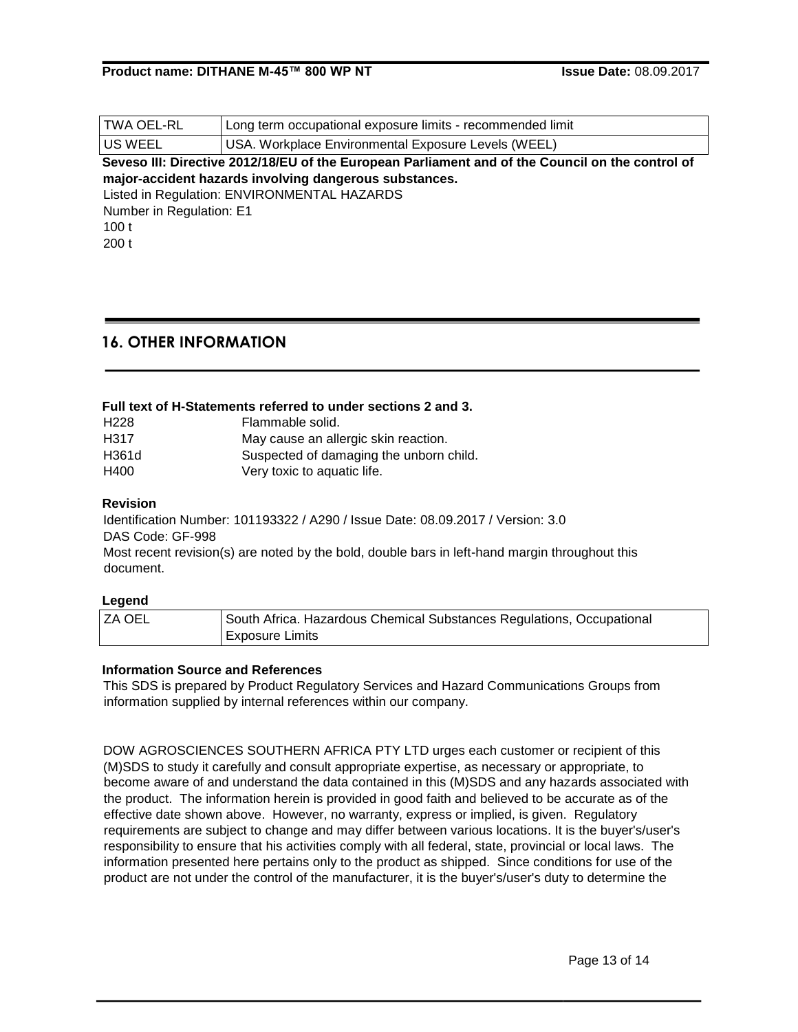| TWA OEL-RL | Long term occupational exposure limits - recommended limit |
| --- | --- |
| US WEEL | USA. Workplace Environmental Exposure Levels (WEEL) |

**Seveso III: Directive 2012/18/EU of the European Parliament and of the Council on the control of major-accident hazards involving dangerous substances.**

Listed in Regulation: ENVIRONMENTAL HAZARDS
Number in Regulation: E1
100 t
200 t

## 16. OTHER INFORMATION

**Full text of H-Statements referred to under sections 2 and 3.**

| | |
| --- | --- |
| H228 | Flammable solid. |
| H317 | May cause an allergic skin reaction. |
| H361d | Suspected of damaging the unborn child. |
| H400 | Very toxic to aquatic life. |

**Revision**

Identification Number: 101193322 / A290 / Issue Date: 08.09.2017 / Version: 3.0
DAS Code: GF-998
Most recent revision(s) are noted by the bold, double bars in left-hand margin throughout this document.

**Legend**

| ZA OEL | South Africa. Hazardous Chemical Substances Regulations, Occupational Exposure Limits |
| --- | --- |

**Information Source and References**

This SDS is prepared by Product Regulatory Services and Hazard Communications Groups from information supplied by internal references within our company.

DOW AGROSCIENCES SOUTHERN AFRICA PTY LTD urges each customer or recipient of this (M)SDS to study it carefully and consult appropriate expertise, as necessary or appropriate, to become aware of and understand the data contained in this (M)SDS and any hazards associated with the product. The information herein is provided in good faith and believed to be accurate as of the effective date shown above. However, no warranty, express or implied, is given. Regulatory requirements are subject to change and may differ between various locations. It is the buyer's/user's responsibility to ensure that his activities comply with all federal, state, provincial or local laws. The information presented here pertains only to the product as shipped. Since conditions for use of the product are not under the control of the manufacturer, it is the buyer's/user's duty to determine the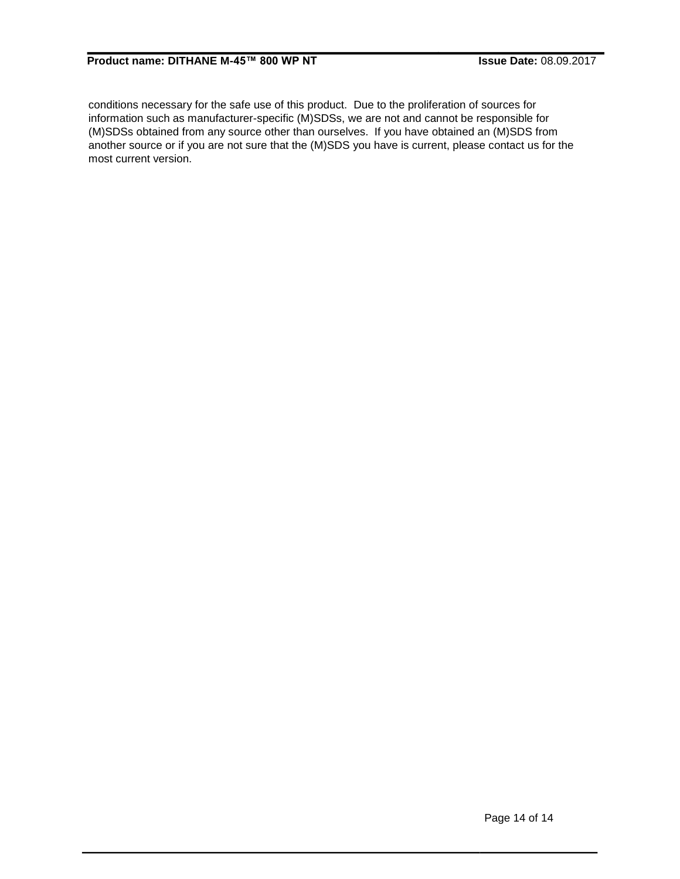conditions necessary for the safe use of this product. Due to the proliferation of sources for information such as manufacturer-specific (M)SDSs, we are not and cannot be responsible for (M)SDSs obtained from any source other than ourselves. If you have obtained an (M)SDS from another source or if you are not sure that the (M)SDS you have is current, please contact us for the most current version.